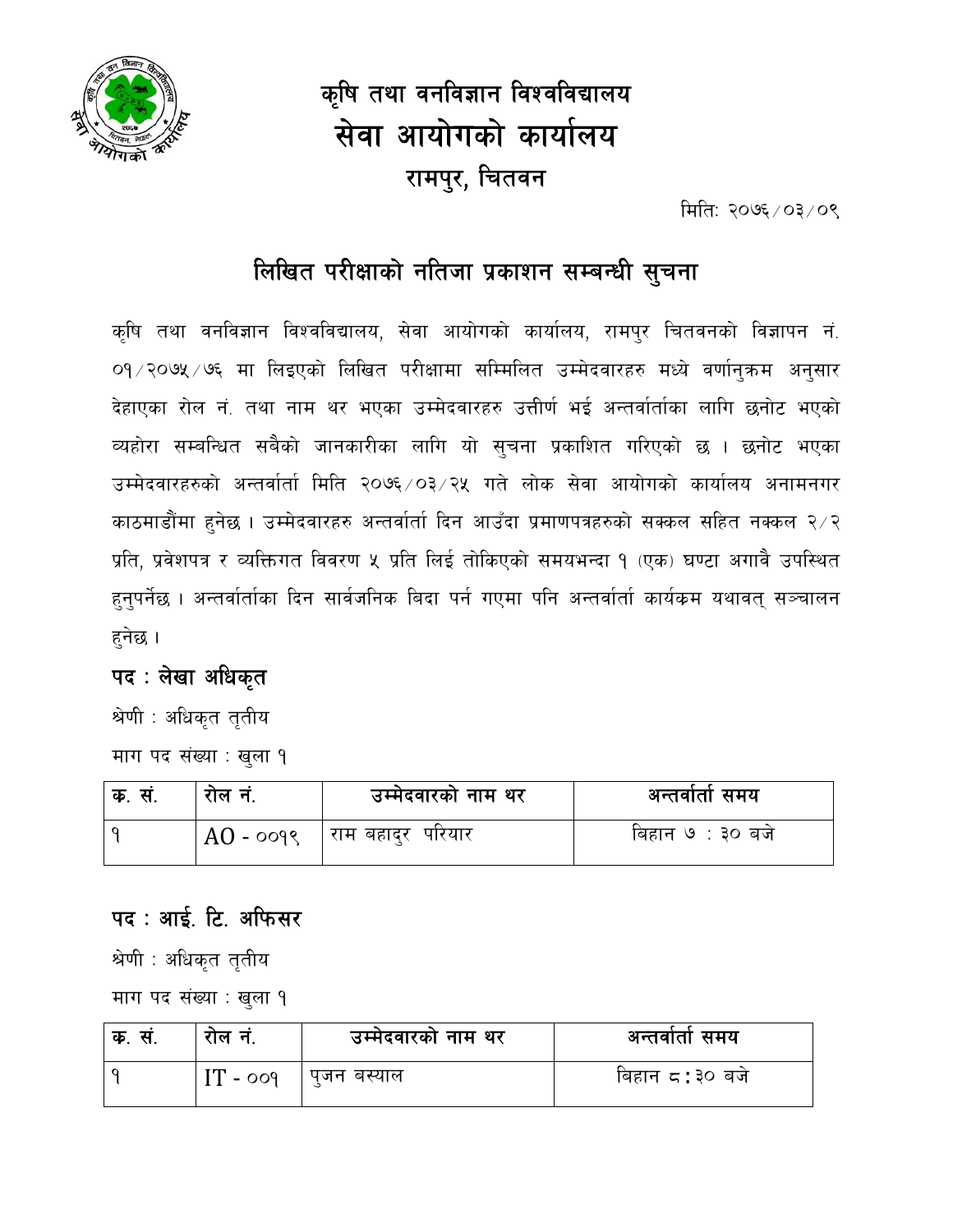# कृषि तथा वनविज्ञान विश्वविद्यालय
# सेवा आयोगको कार्यालय
## रामपुर, चितवन

मितिः २०७६/०३/०९

## लिखित परीक्षाको नतिजा प्रकाशन सम्बन्धी सुचना

कृषि तथा वनविज्ञान विश्वविद्यालय, सेवा आयोगको कार्यालय, रामपुर चितवनको विज्ञापन नं. ०१/२०७५/७६ मा लिइएको लिखित परीक्षामा सम्मिलित उम्मेदवारहरु मध्ये वर्णानुक्रम अनुसार देहाएका रोल नं. तथा नाम थर भएका उम्मेदवारहरु उत्तीर्ण भई अन्तर्वार्ताका लागि छनोट भएको व्यहोरा सम्बन्धित सबैको जानकारीका लागि यो सुचना प्रकाशित गरिएको छ । छनोट भएका उम्मेदवारहरुको अन्तर्वार्ता मिति २०७६/०३/२५ गते लोक सेवा आयोगको कार्यालय अनामनगर काठमाडौंमा हुनेछ । उम्मेदवारहरु अन्तर्वार्ता दिन आउँदा प्रमाणपत्रहरुको सक्कल सहित नक्कल २/२ प्रति, प्रवेशपत्र र व्यक्तिगत विवरण ५ प्रति लिई तोकिएको समयभन्दा १ (एक) घण्टा अगावै उपस्थित हुनुपर्नेछ । अन्तर्वार्ताका दिन सार्वजनिक बिदा पर्न गएमा पनि अन्तर्वार्ता कार्यक्रम यथावत् सञ्चालन हुनेछ ।

### पद : लेखा अधिकृत

श्रेणी : अधिकृत तृतीय

माग पद संख्या : खुला १

| क. सं. | रोल नं. | उम्मेदवारको नाम थर | अन्तर्वार्ता समय |
|---|---|---|---|
| १ | AO - ००१९ | राम बहादुर परियार | बिहान ७ : ३० बजे |

### पद : आई. टि. अफिसर

श्रेणी : अधिकृत तृतीय

माग पद संख्या : खुला १

| क. सं. | रोल नं. | उम्मेदवारको नाम थर | अन्तर्वार्ता समय |
|---|---|---|---|
| १ | IT - ००१ | पुजन बस्याल | बिहान ८:३० बजे |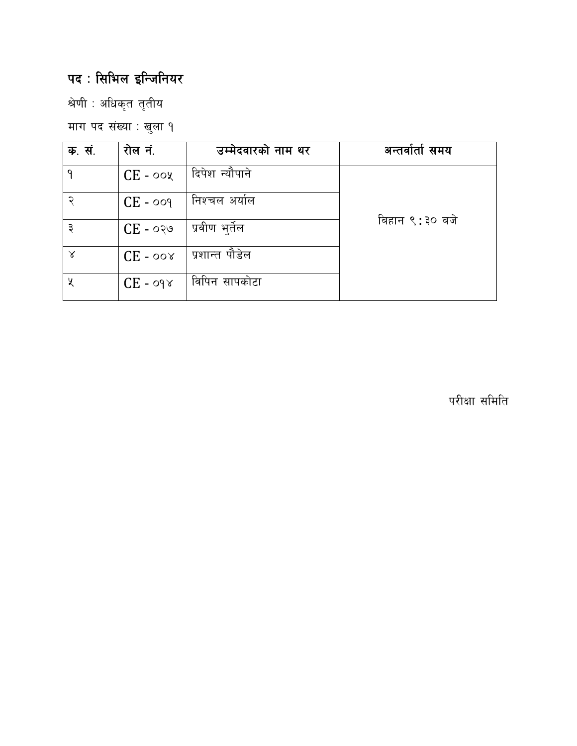## पद : सिभिल इन्जिनियर

श्रेणी : अधिकृत तृतीय

माग पद संख्या : खुला १

| क. सं. | रोल नं. | उम्मेदवारको नाम थर | अन्तर्वार्ता समय |
|---|---|---|---|
| १ | CE - ००५ | दिपेश न्यौपाने | बिहान ९:३० बजे |
| २ | CE - ००१ | निश्चल अर्याल | |
| ३ | CE - ०२७ | प्रवीण भुर्तेल | |
| ४ | CE - ००४ | प्रशान्त पौडेल | |
| ५ | CE - ०१४ | विपिन सापकोटा | |

परीक्षा समिति